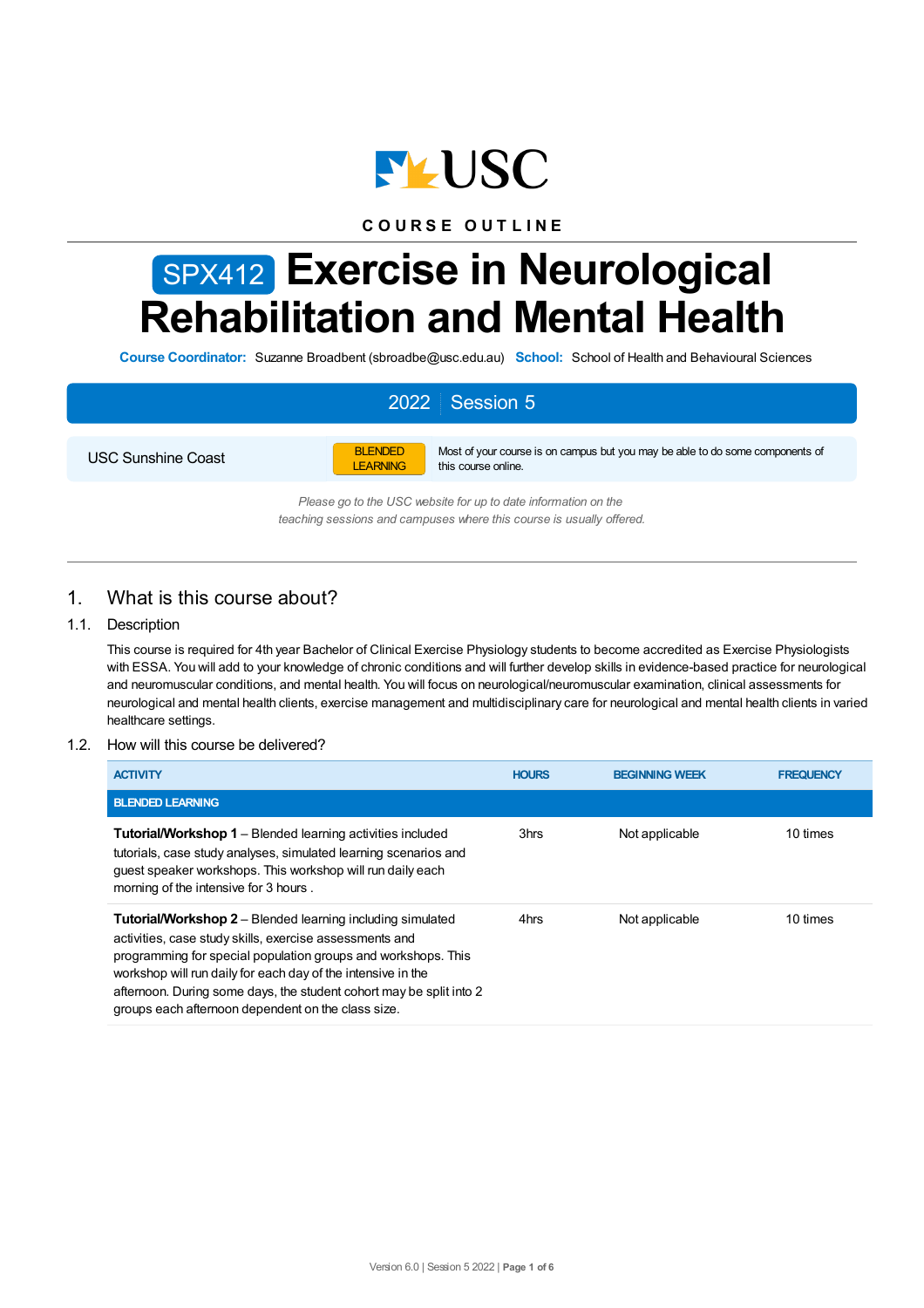COURSE OUTLINE

# SPX412 Exercise in Neurological Rehabilitation and Mental Health

**Course Coordinator:** Suzanne Broadbent (sbroadbe@usc.edu.au) **School:** School of Health and Behavioural Sciences

**2022 | Session 5**

USC Sunshine Coast | BLENDED LEARNING | Most of your course is on campus but you may be able to do some components of this course online.

*Please go to the USC website for up to date information on the teaching sessions and campuses where this course is usually offered.*

## 1. What is this course about?

### 1.1. Description

This course is required for 4th year Bachelor of Clinical Exercise Physiology students to become accredited as Exercise Physiologists with ESSA. You will add to your knowledge of chronic conditions and will further develop skills in evidence-based practice for neurological and neuromuscular conditions, and mental health. You will focus on neurological/neuromuscular examination, clinical assessments for neurological and mental health clients, exercise management and multidisciplinary care for neurological and mental health clients in varied healthcare settings.

### 1.2. How will this course be delivered?

| ACTIVITY | HOURS | BEGINNING WEEK | FREQUENCY |
|---|---|---|---|
| **BLENDED LEARNING** | | | |
| **Tutorial/Workshop 1** – Blended learning activities included tutorials, case study analyses, simulated learning scenarios and guest speaker workshops. This workshop will run daily each morning of the intensive for 3 hours . | 3hrs | Not applicable | 10 times |
| **Tutorial/Workshop 2** – Blended learning including simulated activities, case study skills, exercise assessments and programming for special population groups and workshops. This workshop will run daily for each day of the intensive in the afternoon. During some days, the student cohort may be split into 2 groups each afternoon dependent on the class size. | 4hrs | Not applicable | 10 times |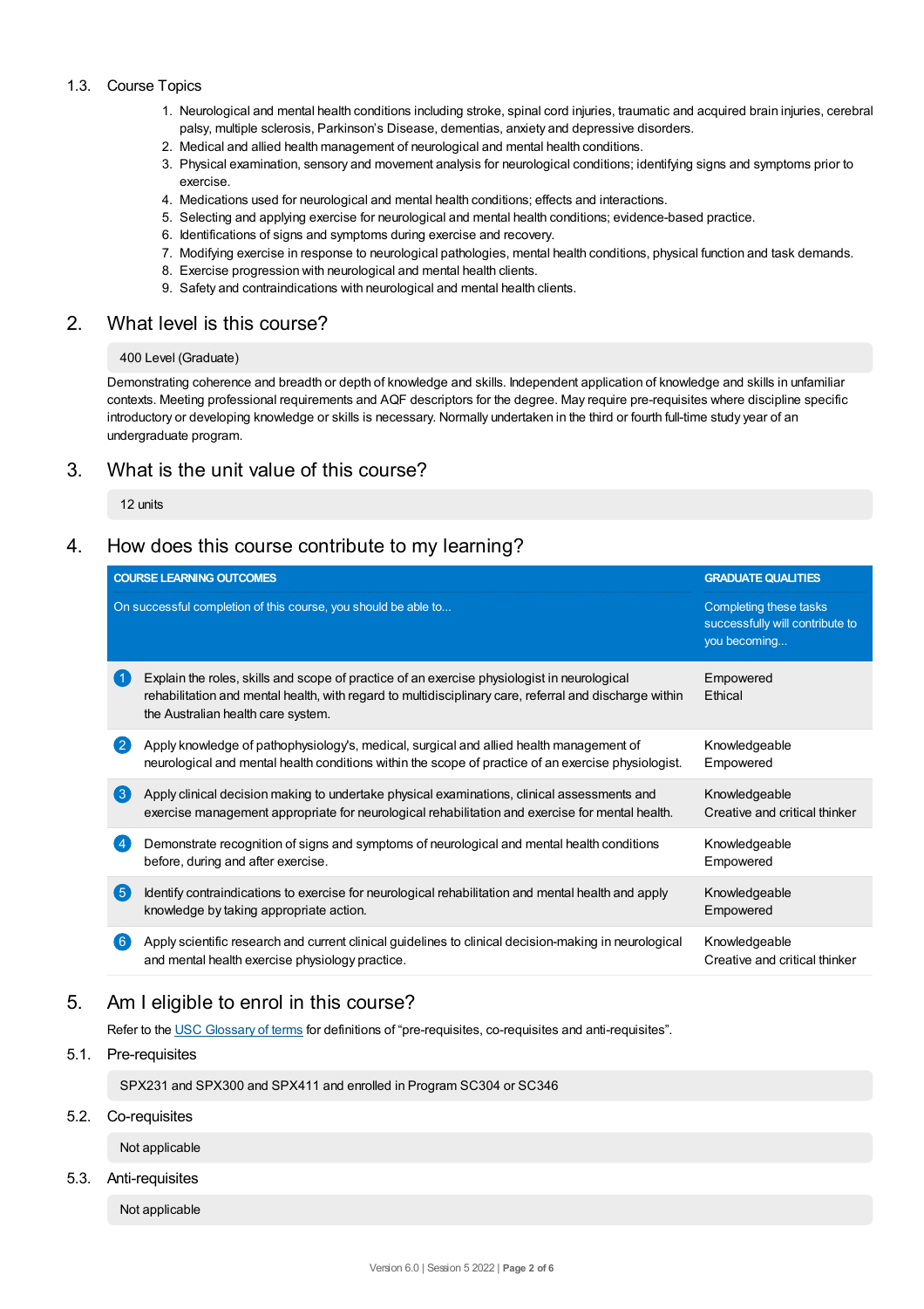### 1.3. Course Topics

1. Neurological and mental health conditions including stroke, spinal cord injuries, traumatic and acquired brain injuries, cerebral palsy, multiple sclerosis, Parkinson's Disease, dementias, anxiety and depressive disorders.
2. Medical and allied health management of neurological and mental health conditions.
3. Physical examination, sensory and movement analysis for neurological conditions; identifying signs and symptoms prior to exercise.
4. Medications used for neurological and mental health conditions; effects and interactions.
5. Selecting and applying exercise for neurological and mental health conditions; evidence-based practice.
6. Identifications of signs and symptoms during exercise and recovery.
7. Modifying exercise in response to neurological pathologies, mental health conditions, physical function and task demands.
8. Exercise progression with neurological and mental health clients.
9. Safety and contraindications with neurological and mental health clients.

## 2. What level is this course?

400 Level (Graduate)

Demonstrating coherence and breadth or depth of knowledge and skills. Independent application of knowledge and skills in unfamiliar contexts. Meeting professional requirements and AQF descriptors for the degree. May require pre-requisites where discipline specific introductory or developing knowledge or skills is necessary. Normally undertaken in the third or fourth full-time study year of an undergraduate program.

## 3. What is the unit value of this course?

12 units

## 4. How does this course contribute to my learning?

| | COURSE LEARNING OUTCOMES<br>On successful completion of this course, you should be able to... | GRADUATE QUALITIES<br>Completing these tasks successfully will contribute to you becoming... |
|---|---|---|
| 1 | Explain the roles, skills and scope of practice of an exercise physiologist in neurological rehabilitation and mental health, with regard to multidisciplinary care, referral and discharge within the Australian health care system. | Empowered<br>Ethical |
| 2 | Apply knowledge of pathophysiology's, medical, surgical and allied health management of neurological and mental health conditions within the scope of practice of an exercise physiologist. | Knowledgeable<br>Empowered |
| 3 | Apply clinical decision making to undertake physical examinations, clinical assessments and exercise management appropriate for neurological rehabilitation and exercise for mental health. | Knowledgeable<br>Creative and critical thinker |
| 4 | Demonstrate recognition of signs and symptoms of neurological and mental health conditions before, during and after exercise. | Knowledgeable<br>Empowered |
| 5 | Identify contraindications to exercise for neurological rehabilitation and mental health and apply knowledge by taking appropriate action. | Knowledgeable<br>Empowered |
| 6 | Apply scientific research and current clinical guidelines to clinical decision-making in neurological and mental health exercise physiology practice. | Knowledgeable<br>Creative and critical thinker |

## 5. Am I eligible to enrol in this course?

Refer to the USC Glossary of terms for definitions of "pre-requisites, co-requisites and anti-requisites".

### 5.1. Pre-requisites

SPX231 and SPX300 and SPX411 and enrolled in Program SC304 or SC346

### 5.2. Co-requisites

Not applicable

### 5.3. Anti-requisites

Not applicable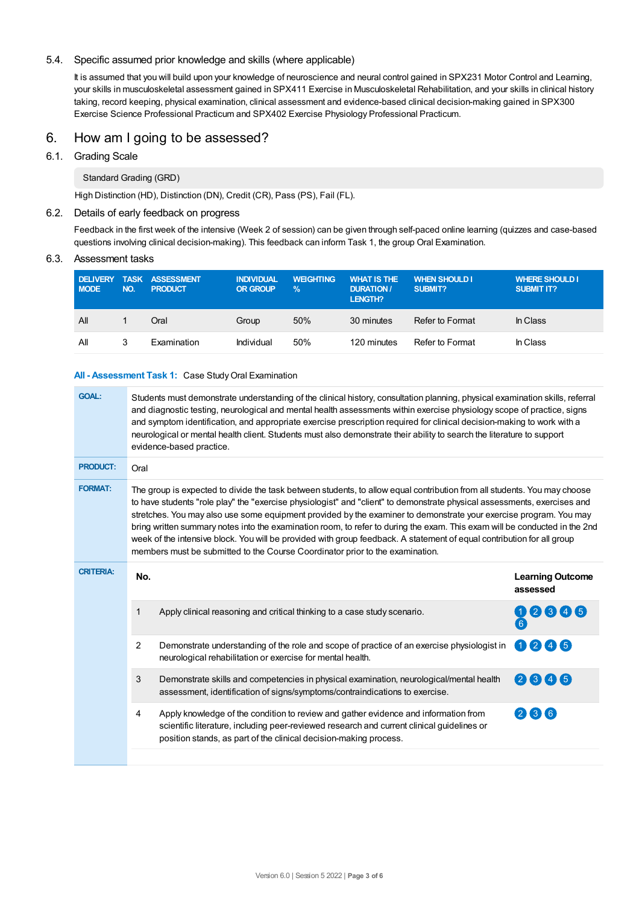### 5.4. Specific assumed prior knowledge and skills (where applicable)

It is assumed that you will build upon your knowledge of neuroscience and neural control gained in SPX231 Motor Control and Learning, your skills in musculoskeletal assessment gained in SPX411 Exercise in Musculoskeletal Rehabilitation, and your skills in clinical history taking, record keeping, physical examination, clinical assessment and evidence-based clinical decision-making gained in SPX300 Exercise Science Professional Practicum and SPX402 Exercise Physiology Professional Practicum.

## 6. How am I going to be assessed?

### 6.1. Grading Scale

Standard Grading (GRD)

High Distinction (HD), Distinction (DN), Credit (CR), Pass (PS), Fail (FL).

### 6.2. Details of early feedback on progress

Feedback in the first week of the intensive (Week 2 of session) can be given through self-paced online learning (quizzes and case-based questions involving clinical decision-making). This feedback can inform Task 1, the group Oral Examination.

### 6.3. Assessment tasks

| DELIVERY MODE | TASK NO. | ASSESSMENT PRODUCT | INDIVIDUAL OR GROUP | WEIGHTING % | WHAT IS THE DURATION / LENGTH? | WHEN SHOULD I SUBMIT? | WHERE SHOULD I SUBMIT IT? |
|---|---|---|---|---|---|---|---|
| All | 1 | Oral | Group | 50% | 30 minutes | Refer to Format | In Class |
| All | 3 | Examination | Individual | 50% | 120 minutes | Refer to Format | In Class |

**All - Assessment Task 1:** Case Study Oral Examination

**GOAL:** Students must demonstrate understanding of the clinical history, consultation planning, physical examination skills, referral and diagnostic testing, neurological and mental health assessments within exercise physiology scope of practice, signs and symptom identification, and appropriate exercise prescription required for clinical decision-making to work with a neurological or mental health client. Students must also demonstrate their ability to search the literature to support evidence-based practice.

**PRODUCT:** Oral

**FORMAT:** The group is expected to divide the task between students, to allow equal contribution from all students. You may choose to have students "role play" the "exercise physiologist" and "client" to demonstrate physical assessments, exercises and stretches. You may also use some equipment provided by the examiner to demonstrate your exercise program. You may bring written summary notes into the examination room, to refer to during the exam. This exam will be conducted in the 2nd week of the intensive block. You will be provided with group feedback. A statement of equal contribution for all group members must be submitted to the Course Coordinator prior to the examination.

**CRITERIA:**

| No. | | Learning Outcome assessed |
|---|---|---|
| 1 | Apply clinical reasoning and critical thinking to a case study scenario. | 1 2 3 4 5 6 |
| 2 | Demonstrate understanding of the role and scope of practice of an exercise physiologist in neurological rehabilitation or exercise for mental health. | 1 2 4 5 |
| 3 | Demonstrate skills and competencies in physical examination, neurological/mental health assessment, identification of signs/symptoms/contraindications to exercise. | 2 3 4 5 |
| 4 | Apply knowledge of the condition to review and gather evidence and information from scientific literature, including peer-reviewed research and current clinical guidelines or position stands, as part of the clinical decision-making process. | 2 3 6 |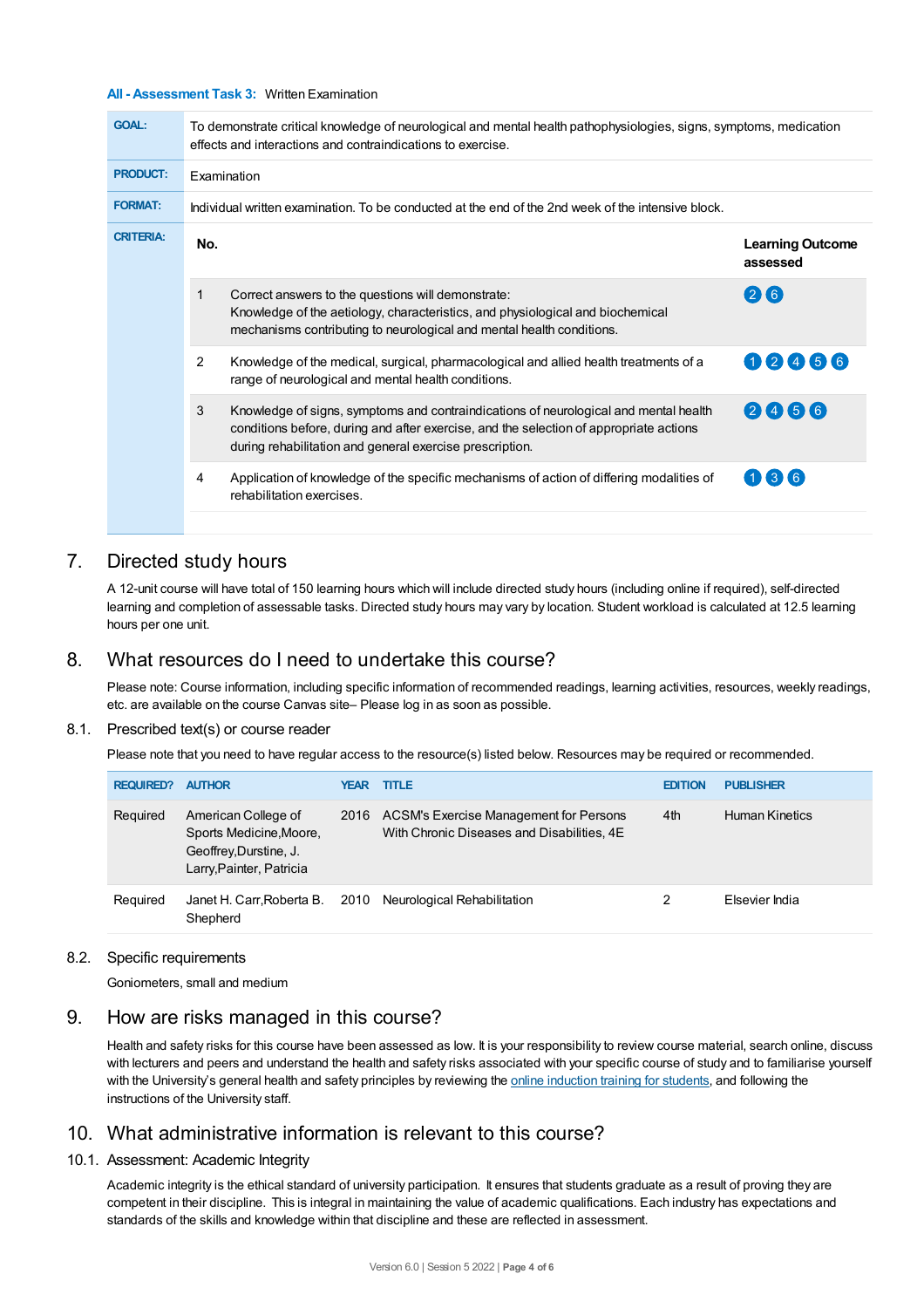**All - Assessment Task 3:** Written Examination

| | |
|---|---|
| **GOAL:** | To demonstrate critical knowledge of neurological and mental health pathophysiologies, signs, symptoms, medication effects and interactions and contraindications to exercise. |
| **PRODUCT:** | Examination |
| **FORMAT:** | Individual written examination. To be conducted at the end of the 2nd week of the intensive block. |
| **CRITERIA:** | |

| No. | | Learning Outcome assessed |
|---|---|---|
| 1 | Correct answers to the questions will demonstrate: Knowledge of the aetiology, characteristics, and physiological and biochemical mechanisms contributing to neurological and mental health conditions. | 2 6 |
| 2 | Knowledge of the medical, surgical, pharmacological and allied health treatments of a range of neurological and mental health conditions. | 1 2 4 5 6 |
| 3 | Knowledge of signs, symptoms and contraindications of neurological and mental health conditions before, during and after exercise, and the selection of appropriate actions during rehabilitation and general exercise prescription. | 2 4 5 6 |
| 4 | Application of knowledge of the specific mechanisms of action of differing modalities of rehabilitation exercises. | 1 3 6 |

## 7. Directed study hours

A 12-unit course will have total of 150 learning hours which will include directed study hours (including online if required), self-directed learning and completion of assessable tasks. Directed study hours may vary by location. Student workload is calculated at 12.5 learning hours per one unit.

## 8. What resources do I need to undertake this course?

Please note: Course information, including specific information of recommended readings, learning activities, resources, weekly readings, etc. are available on the course Canvas site– Please log in as soon as possible.

### 8.1. Prescribed text(s) or course reader

Please note that you need to have regular access to the resource(s) listed below. Resources may be required or recommended.

| REQUIRED? | AUTHOR | YEAR | TITLE | EDITION | PUBLISHER |
|---|---|---|---|---|---|
| Required | American College of Sports Medicine,Moore, Geoffrey,Durstine, J. Larry,Painter, Patricia | 2016 | ACSM's Exercise Management for Persons With Chronic Diseases and Disabilities, 4E | 4th | Human Kinetics |
| Required | Janet H. Carr,Roberta B. Shepherd | 2010 | Neurological Rehabilitation | 2 | Elsevier India |

### 8.2. Specific requirements

Goniometers, small and medium

## 9. How are risks managed in this course?

Health and safety risks for this course have been assessed as low. It is your responsibility to review course material, search online, discuss with lecturers and peers and understand the health and safety risks associated with your specific course of study and to familiarise yourself with the University's general health and safety principles by reviewing the online induction training for students, and following the instructions of the University staff.

## 10. What administrative information is relevant to this course?

### 10.1. Assessment: Academic Integrity

Academic integrity is the ethical standard of university participation. It ensures that students graduate as a result of proving they are competent in their discipline. This is integral in maintaining the value of academic qualifications. Each industry has expectations and standards of the skills and knowledge within that discipline and these are reflected in assessment.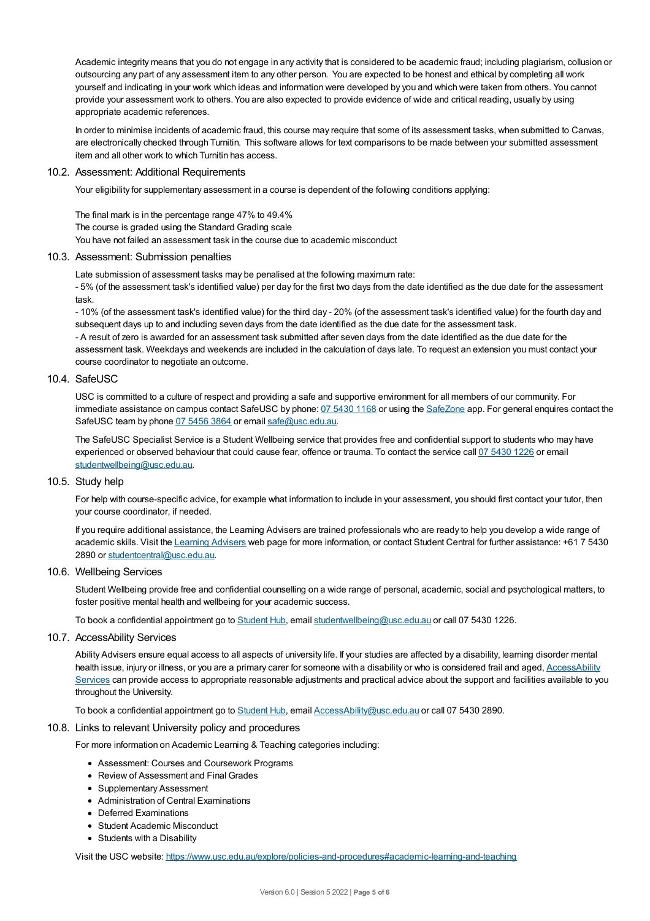Academic integrity means that you do not engage in any activity that is considered to be academic fraud; including plagiarism, collusion or outsourcing any part of any assessment item to any other person. You are expected to be honest and ethical by completing all work yourself and indicating in your work which ideas and information were developed by you and which were taken from others. You cannot provide your assessment work to others. You are also expected to provide evidence of wide and critical reading, usually by using appropriate academic references.

In order to minimise incidents of academic fraud, this course may require that some of its assessment tasks, when submitted to Canvas, are electronically checked through Turnitin. This software allows for text comparisons to be made between your submitted assessment item and all other work to which Turnitin has access.

### 10.2. Assessment: Additional Requirements

Your eligibility for supplementary assessment in a course is dependent of the following conditions applying:

The final mark is in the percentage range 47% to 49.4%
The course is graded using the Standard Grading scale
You have not failed an assessment task in the course due to academic misconduct

### 10.3. Assessment: Submission penalties

Late submission of assessment tasks may be penalised at the following maximum rate:
- 5% (of the assessment task's identified value) per day for the first two days from the date identified as the due date for the assessment task.
- 10% (of the assessment task's identified value) for the third day - 20% (of the assessment task's identified value) for the fourth day and subsequent days up to and including seven days from the date identified as the due date for the assessment task.
- A result of zero is awarded for an assessment task submitted after seven days from the date identified as the due date for the assessment task. Weekdays and weekends are included in the calculation of days late. To request an extension you must contact your course coordinator to negotiate an outcome.

### 10.4. SafeUSC

USC is committed to a culture of respect and providing a safe and supportive environment for all members of our community. For immediate assistance on campus contact SafeUSC by phone: 07 5430 1168 or using the SafeZone app. For general enquires contact the SafeUSC team by phone 07 5456 3864 or email safe@usc.edu.au.

The SafeUSC Specialist Service is a Student Wellbeing service that provides free and confidential support to students who may have experienced or observed behaviour that could cause fear, offence or trauma. To contact the service call 07 5430 1226 or email studentwellbeing@usc.edu.au.

### 10.5. Study help

For help with course-specific advice, for example what information to include in your assessment, you should first contact your tutor, then your course coordinator, if needed.

If you require additional assistance, the Learning Advisers are trained professionals who are ready to help you develop a wide range of academic skills. Visit the Learning Advisers web page for more information, or contact Student Central for further assistance: +61 7 5430 2890 or studentcentral@usc.edu.au.

### 10.6. Wellbeing Services

Student Wellbeing provide free and confidential counselling on a wide range of personal, academic, social and psychological matters, to foster positive mental health and wellbeing for your academic success.

To book a confidential appointment go to Student Hub, email studentwellbeing@usc.edu.au or call 07 5430 1226.

### 10.7. AccessAbility Services

Ability Advisers ensure equal access to all aspects of university life. If your studies are affected by a disability, learning disorder mental health issue, injury or illness, or you are a primary carer for someone with a disability or who is considered frail and aged, AccessAbility Services can provide access to appropriate reasonable adjustments and practical advice about the support and facilities available to you throughout the University.

To book a confidential appointment go to Student Hub, email AccessAbility@usc.edu.au or call 07 5430 2890.

### 10.8. Links to relevant University policy and procedures

For more information on Academic Learning & Teaching categories including:

- Assessment: Courses and Coursework Programs
- Review of Assessment and Final Grades
- Supplementary Assessment
- Administration of Central Examinations
- Deferred Examinations
- Student Academic Misconduct
- Students with a Disability

Visit the USC website: https://www.usc.edu.au/explore/policies-and-procedures#academic-learning-and-teaching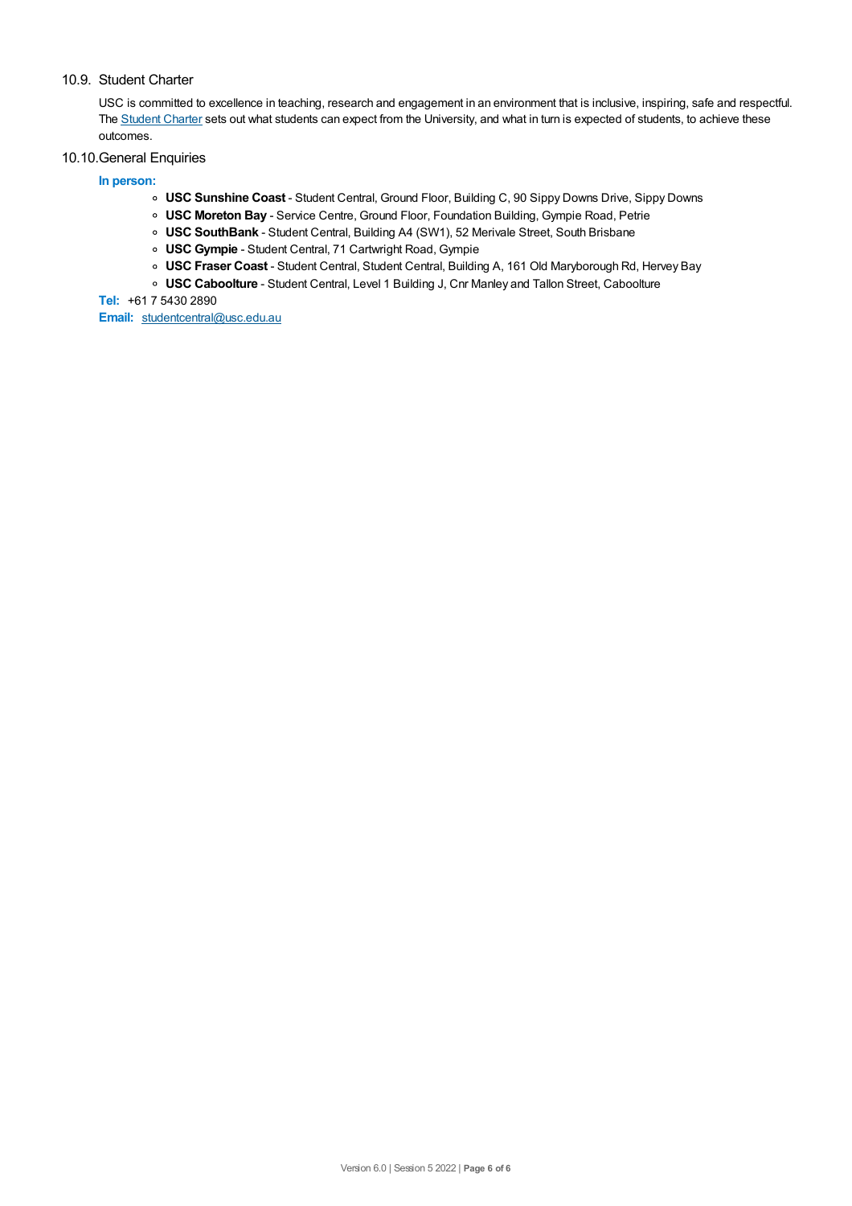### 10.9. Student Charter

USC is committed to excellence in teaching, research and engagement in an environment that is inclusive, inspiring, safe and respectful. The Student Charter sets out what students can expect from the University, and what in turn is expected of students, to achieve these outcomes.

### 10.10. General Enquiries

**In person:**

- **USC Sunshine Coast** - Student Central, Ground Floor, Building C, 90 Sippy Downs Drive, Sippy Downs
- **USC Moreton Bay** - Service Centre, Ground Floor, Foundation Building, Gympie Road, Petrie
- **USC SouthBank** - Student Central, Building A4 (SW1), 52 Merivale Street, South Brisbane
- **USC Gympie** - Student Central, 71 Cartwright Road, Gympie
- **USC Fraser Coast** - Student Central, Student Central, Building A, 161 Old Maryborough Rd, Hervey Bay
- **USC Caboolture** - Student Central, Level 1 Building J, Cnr Manley and Tallon Street, Caboolture

**Tel:** +61 7 5430 2890

**Email:** studentcentral@usc.edu.au